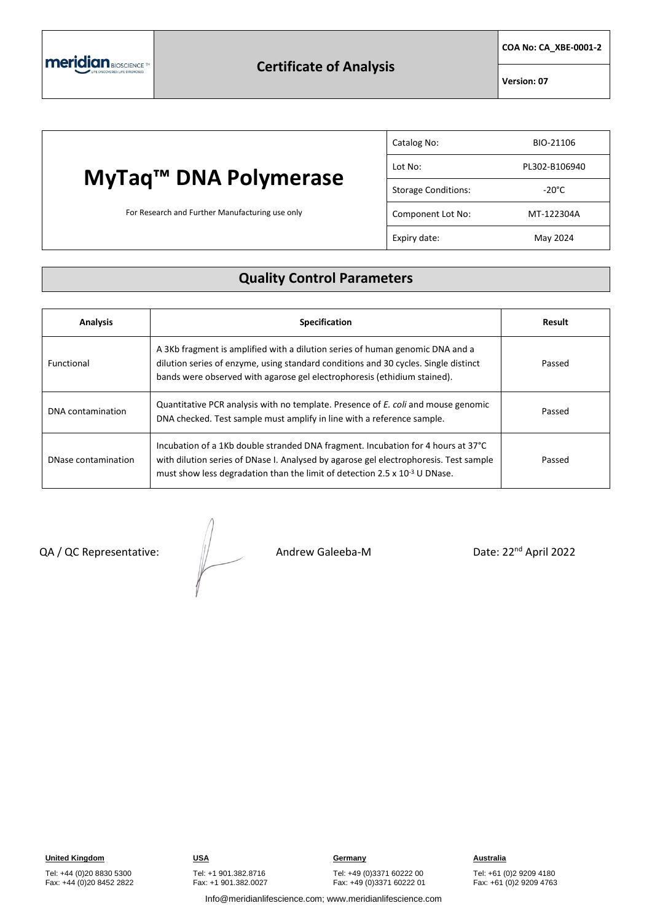meridian BIOSCIENCE™

# Certificate of Analysis

**COA No: CA_XBE-0001-2**

**Version: 07**

# MyTaq™ DNA Polymerase

For Research and Further Manufacturing use only

| | |
|---|---|
| Catalog No: | BIO-21106 |
| Lot No: | PL302-B106940 |
| Storage Conditions: | -20°C |
| Component Lot No: | MT-122304A |
| Expiry date: | May 2024 |

## Quality Control Parameters

| Analysis | Specification | Result |
|---|---|---|
| Functional | A 3Kb fragment is amplified with a dilution series of human genomic DNA and a dilution series of enzyme, using standard conditions and 30 cycles. Single distinct bands were observed with agarose gel electrophoresis (ethidium stained). | Passed |
| DNA contamination | Quantitative PCR analysis with no template. Presence of *E. coli* and mouse genomic DNA checked. Test sample must amplify in line with a reference sample. | Passed |
| DNase contamination | Incubation of a 1Kb double stranded DNA fragment. Incubation for 4 hours at 37°C with dilution series of DNase I. Analysed by agarose gel electrophoresis. Test sample must show less degradation than the limit of detection $2.5 \times 10^{-3}$ U DNase. | Passed |

QA / QC Representative: Andrew Galeeba-M

Date: 22nd April 2022

**United Kingdom**
Tel: +44 (0)20 8830 5300
Fax: +44 (0)20 8452 2822

**USA**
Tel: +1 901.382.8716
Fax: +1 901.382.0027

**Germany**
Tel: +49 (0)3371 60222 00
Fax: +49 (0)3371 60222 01

**Australia**
Tel: +61 (0)2 9209 4180
Fax: +61 (0)2 9209 4763

Info@meridianlifescience.com; www.meridianlifescience.com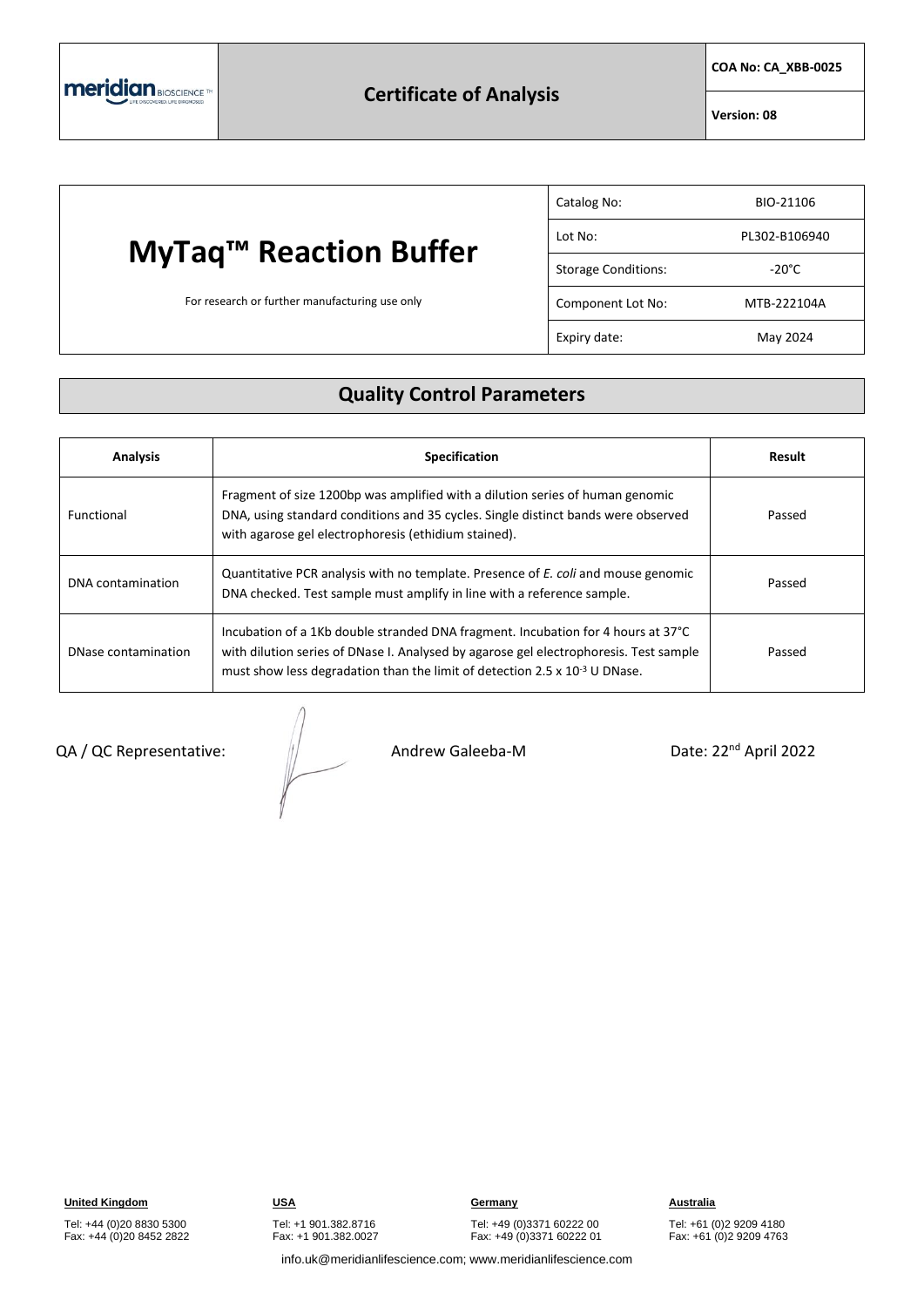**Certificate of Analysis**

**COA No: CA_XBB-0025**

**Version: 08**

# MyTaq™ Reaction Buffer

For research or further manufacturing use only

| | |
|---|---|
| Catalog No: | BIO-21106 |
| Lot No: | PL302-B106940 |
| Storage Conditions: | -20°C |
| Component Lot No: | MTB-222104A |
| Expiry date: | May 2024 |

## Quality Control Parameters

| Analysis | Specification | Result |
|---|---|---|
| Functional | Fragment of size 1200bp was amplified with a dilution series of human genomic DNA, using standard conditions and 35 cycles. Single distinct bands were observed with agarose gel electrophoresis (ethidium stained). | Passed |
| DNA contamination | Quantitative PCR analysis with no template. Presence of *E. coli* and mouse genomic DNA checked. Test sample must amplify in line with a reference sample. | Passed |
| DNase contamination | Incubation of a 1Kb double stranded DNA fragment. Incubation for 4 hours at 37°C with dilution series of DNase I. Analysed by agarose gel electrophoresis. Test sample must show less degradation than the limit of detection 2.5 x $10^{-3}$ U DNase. | Passed |

QA / QC Representative: Andrew Galeeba-M Date: 22nd April 2022

**United Kingdom**
Tel: +44 (0)20 8830 5300
Fax: +44 (0)20 8452 2822

**USA**
Tel: +1 901.382.8716
Fax: +1 901.382.0027

**Germany**
Tel: +49 (0)3371 60222 00
Fax: +49 (0)3371 60222 01

**Australia**
Tel: +61 (0)2 9209 4180
Fax: +61 (0)2 9209 4763

info.uk@meridianlifescience.com; www.meridianlifescience.com